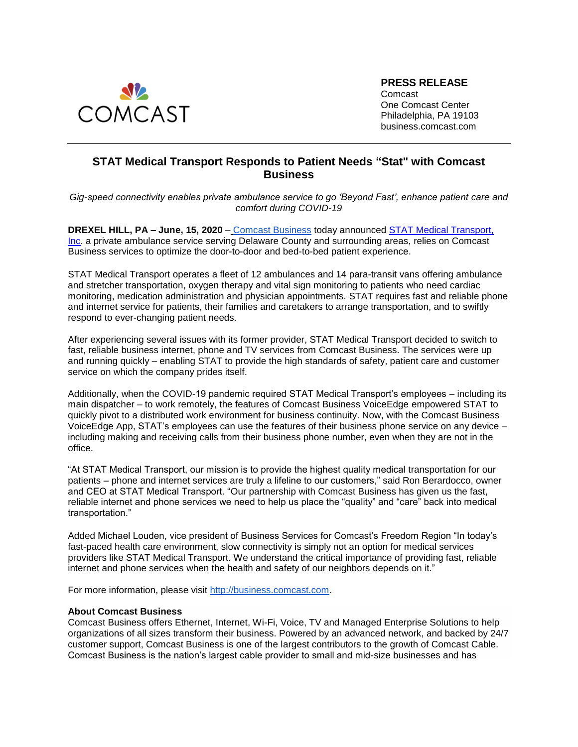COMCAST

**PRESS RELEASE**
Comcast
One Comcast Center
Philadelphia, PA 19103
business.comcast.com

# STAT Medical Transport Responds to Patient Needs "Stat" with Comcast Business

*Gig-speed connectivity enables private ambulance service to go 'Beyond Fast', enhance patient care and comfort during COVID-19*

**DREXEL HILL, PA – June, 15, 2020** – Comcast Business today announced STAT Medical Transport, Inc. a private ambulance service serving Delaware County and surrounding areas, relies on Comcast Business services to optimize the door-to-door and bed-to-bed patient experience.

STAT Medical Transport operates a fleet of 12 ambulances and 14 para-transit vans offering ambulance and stretcher transportation, oxygen therapy and vital sign monitoring to patients who need cardiac monitoring, medication administration and physician appointments. STAT requires fast and reliable phone and internet service for patients, their families and caretakers to arrange transportation, and to swiftly respond to ever-changing patient needs.

After experiencing several issues with its former provider, STAT Medical Transport decided to switch to fast, reliable business internet, phone and TV services from Comcast Business. The services were up and running quickly – enabling STAT to provide the high standards of safety, patient care and customer service on which the company prides itself.

Additionally, when the COVID-19 pandemic required STAT Medical Transport's employees – including its main dispatcher – to work remotely, the features of Comcast Business VoiceEdge empowered STAT to quickly pivot to a distributed work environment for business continuity. Now, with the Comcast Business VoiceEdge App, STAT's employees can use the features of their business phone service on any device – including making and receiving calls from their business phone number, even when they are not in the office.

"At STAT Medical Transport, our mission is to provide the highest quality medical transportation for our patients – phone and internet services are truly a lifeline to our customers," said Ron Berardocco, owner and CEO at STAT Medical Transport. "Our partnership with Comcast Business has given us the fast, reliable internet and phone services we need to help us place the "quality" and "care" back into medical transportation."

Added Michael Louden, vice president of Business Services for Comcast's Freedom Region "In today's fast-paced health care environment, slow connectivity is simply not an option for medical services providers like STAT Medical Transport. We understand the critical importance of providing fast, reliable internet and phone services when the health and safety of our neighbors depends on it."

For more information, please visit http://business.comcast.com.

**About Comcast Business**
Comcast Business offers Ethernet, Internet, Wi-Fi, Voice, TV and Managed Enterprise Solutions to help organizations of all sizes transform their business. Powered by an advanced network, and backed by 24/7 customer support, Comcast Business is one of the largest contributors to the growth of Comcast Cable. Comcast Business is the nation's largest cable provider to small and mid-size businesses and has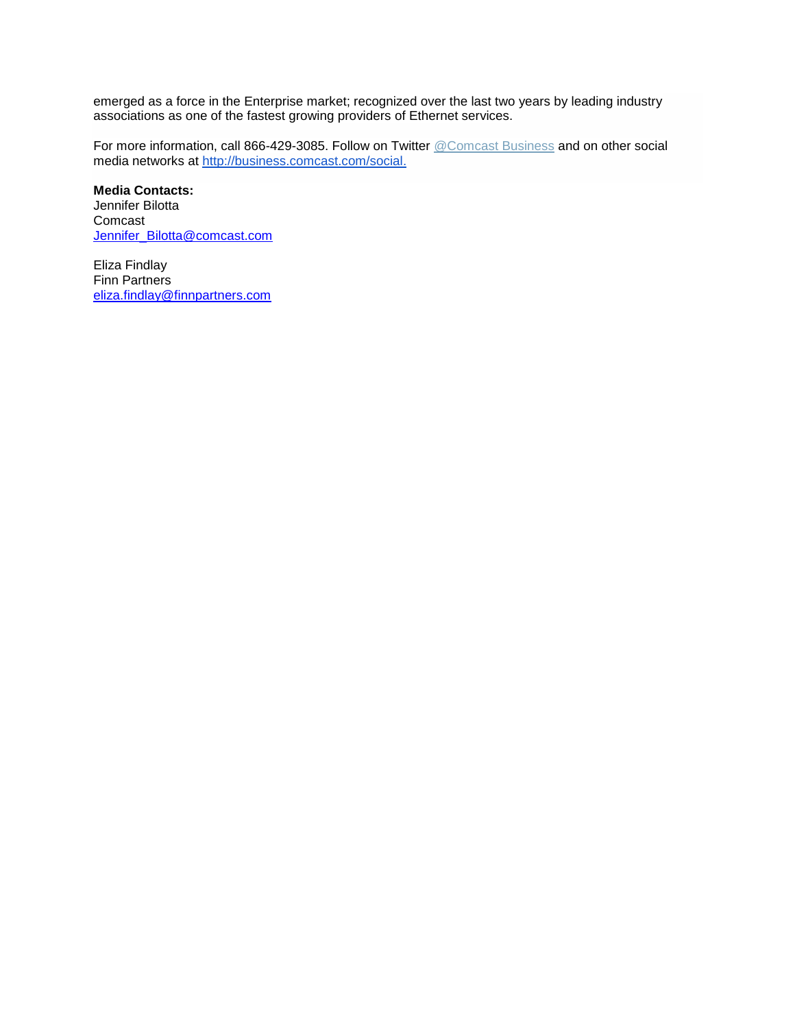emerged as a force in the Enterprise market; recognized over the last two years by leading industry associations as one of the fastest growing providers of Ethernet services.

For more information, call 866-429-3085. Follow on Twitter @Comcast Business and on other social media networks at http://business.comcast.com/social.

**Media Contacts:**
Jennifer Bilotta
Comcast
Jennifer_Bilotta@comcast.com

Eliza Findlay
Finn Partners
eliza.findlay@finnpartners.com